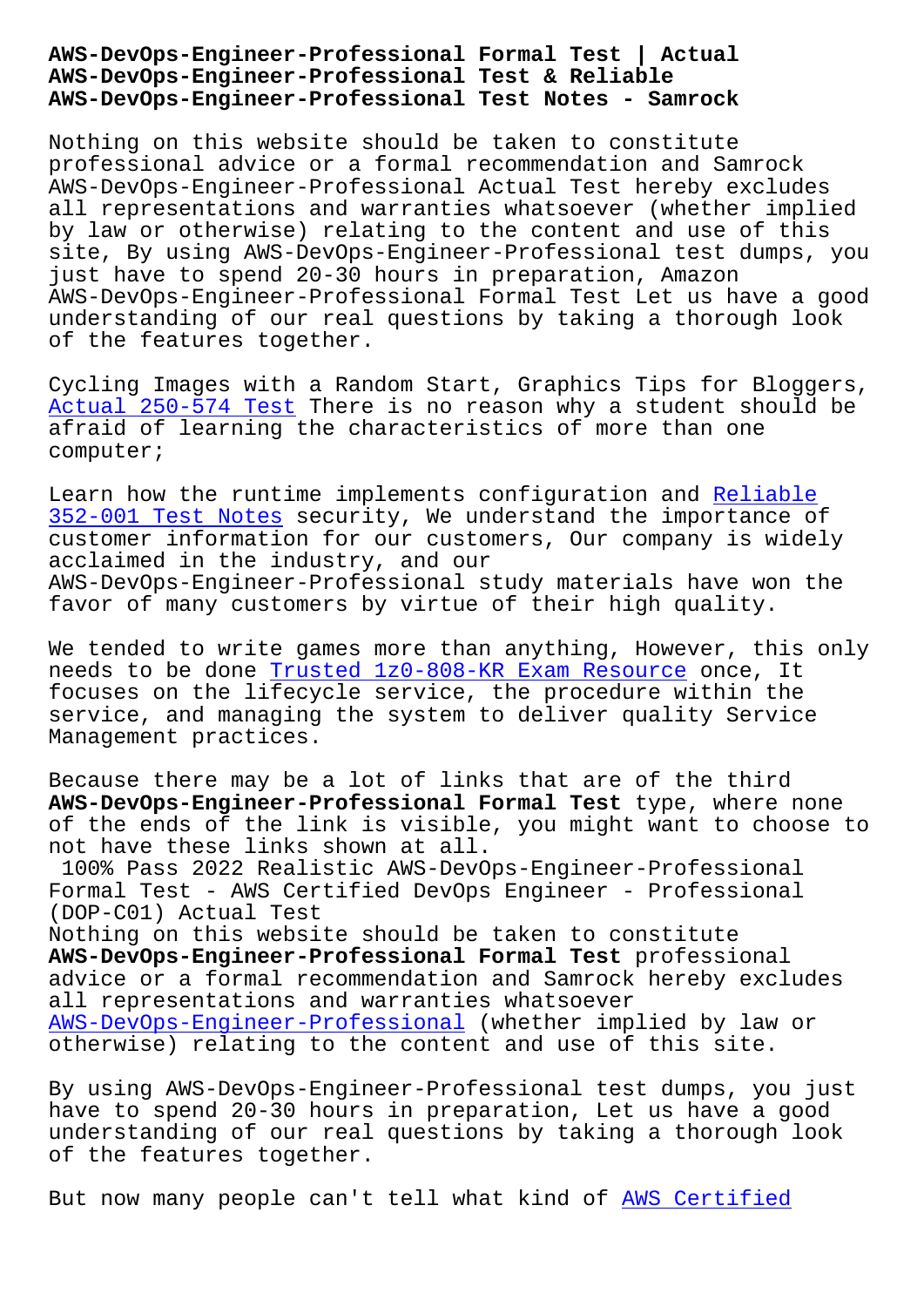# AWS-DevOps-Engineer-Professional Formal Test | Actual AWS-DevOps-Engineer-Professional Test & Reliable AWS-DevOps-Engineer-Professional Test Notes - Samrock

Nothing on this website should be taken to constitute professional advice or a formal recommendation and Samrock AWS-DevOps-Engineer-Professional Actual Test hereby excludes all representations and warranties whatsoever (whether implied by law or otherwise) relating to the content and use of this site, By using AWS-DevOps-Engineer-Professional test dumps, you just have to spend 20-30 hours in preparation, Amazon AWS-DevOps-Engineer-Professional Formal Test Let us have a good understanding of our real questions by taking a thorough look of the features together.

Cycling Images with a Random Start, Graphics Tips for Bloggers, Actual 250-574 Test There is no reason why a student should be afraid of learning the characteristics of more than one computer;

Learn how the runtime implements configuration and Reliable 352-001 Test Notes security, We understand the importance of customer information for our customers, Our company is widely acclaimed in the industry, and our AWS-DevOps-Engineer-Professional study materials have won the favor of many customers by virtue of their high quality.

We tended to write games more than anything, However, this only needs to be done Trusted 1z0-808-KR Exam Resource once, It focuses on the lifecycle service, the procedure within the service, and managing the system to deliver quality Service Management practices.

Because there may be a lot of links that are of the third **AWS-DevOps-Engineer-Professional Formal Test** type, where none of the ends of the link is visible, you might want to choose to not have these links shown at all.

100% Pass 2022 Realistic AWS-DevOps-Engineer-Professional Formal Test - AWS Certified DevOps Engineer - Professional (DOP-C01) Actual Test

Nothing on this website should be taken to constitute **AWS-DevOps-Engineer-Professional Formal Test** professional advice or a formal recommendation and Samrock hereby excludes all representations and warranties whatsoever AWS-DevOps-Engineer-Professional (whether implied by law or otherwise) relating to the content and use of this site.

By using AWS-DevOps-Engineer-Professional test dumps, you just have to spend 20-30 hours in preparation, Let us have a good understanding of our real questions by taking a thorough look of the features together.

But now many people can't tell what kind of AWS Certified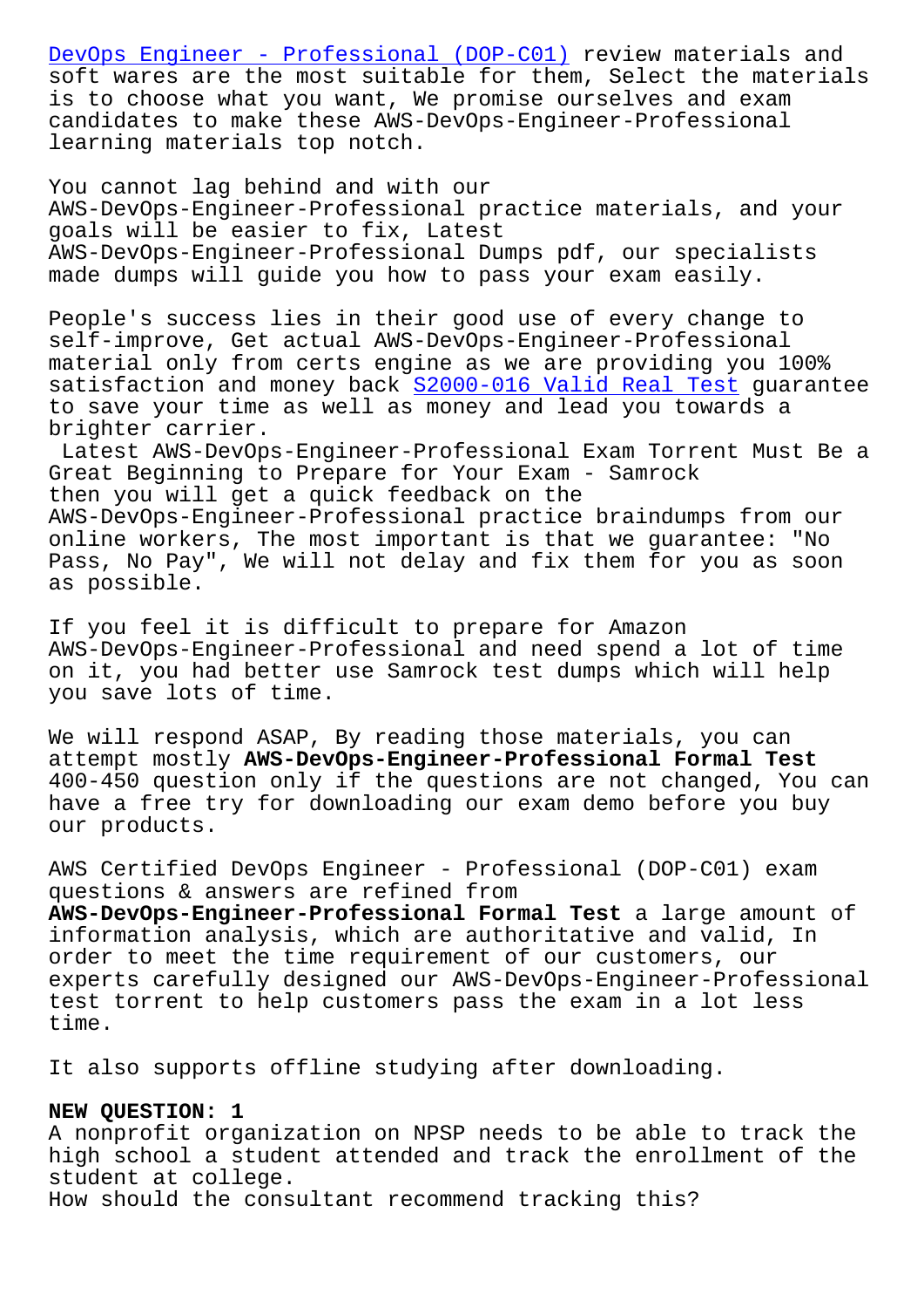[DevOps Engineer - Professional (DOP-C01)](#) review materials and soft wares are the most suitable for them, Select the materials is to choose what you want, We promise ourselves and exam candidates to make these AWS-DevOps-Engineer-Professional learning materials top notch.

You cannot lag behind and with our AWS-DevOps-Engineer-Professional practice materials, and your goals will be easier to fix, Latest AWS-DevOps-Engineer-Professional Dumps pdf, our specialists made dumps will guide you how to pass your exam easily.

People's success lies in their good use of every change to self-improve, Get actual AWS-DevOps-Engineer-Professional material only from certs engine as we are providing you 100% satisfaction and money back [S2000-016 Valid Real Test](#) guarantee to save your time as well as money and lead you towards a brighter carrier.

Latest AWS-DevOps-Engineer-Professional Exam Torrent Must Be a Great Beginning to Prepare for Your Exam - Samrock

then you will get a quick feedback on the AWS-DevOps-Engineer-Professional practice braindumps from our online workers, The most important is that we guarantee: "No Pass, No Pay", We will not delay and fix them for you as soon as possible.

If you feel it is difficult to prepare for Amazon AWS-DevOps-Engineer-Professional and need spend a lot of time on it, you had better use Samrock test dumps which will help you save lots of time.

We will respond ASAP, By reading those materials, you can attempt mostly **AWS-DevOps-Engineer-Professional Formal Test** 400-450 question only if the questions are not changed, You can have a free try for downloading our exam demo before you buy our products.

AWS Certified DevOps Engineer - Professional (DOP-C01) exam questions & answers are refined from **AWS-DevOps-Engineer-Professional Formal Test** a large amount of information analysis, which are authoritative and valid, In order to meet the time requirement of our customers, our experts carefully designed our AWS-DevOps-Engineer-Professional test torrent to help customers pass the exam in a lot less time.

It also supports offline studying after downloading.

**NEW QUESTION: 1**

A nonprofit organization on NPSP needs to be able to track the high school a student attended and track the enrollment of the student at college.

How should the consultant recommend tracking this?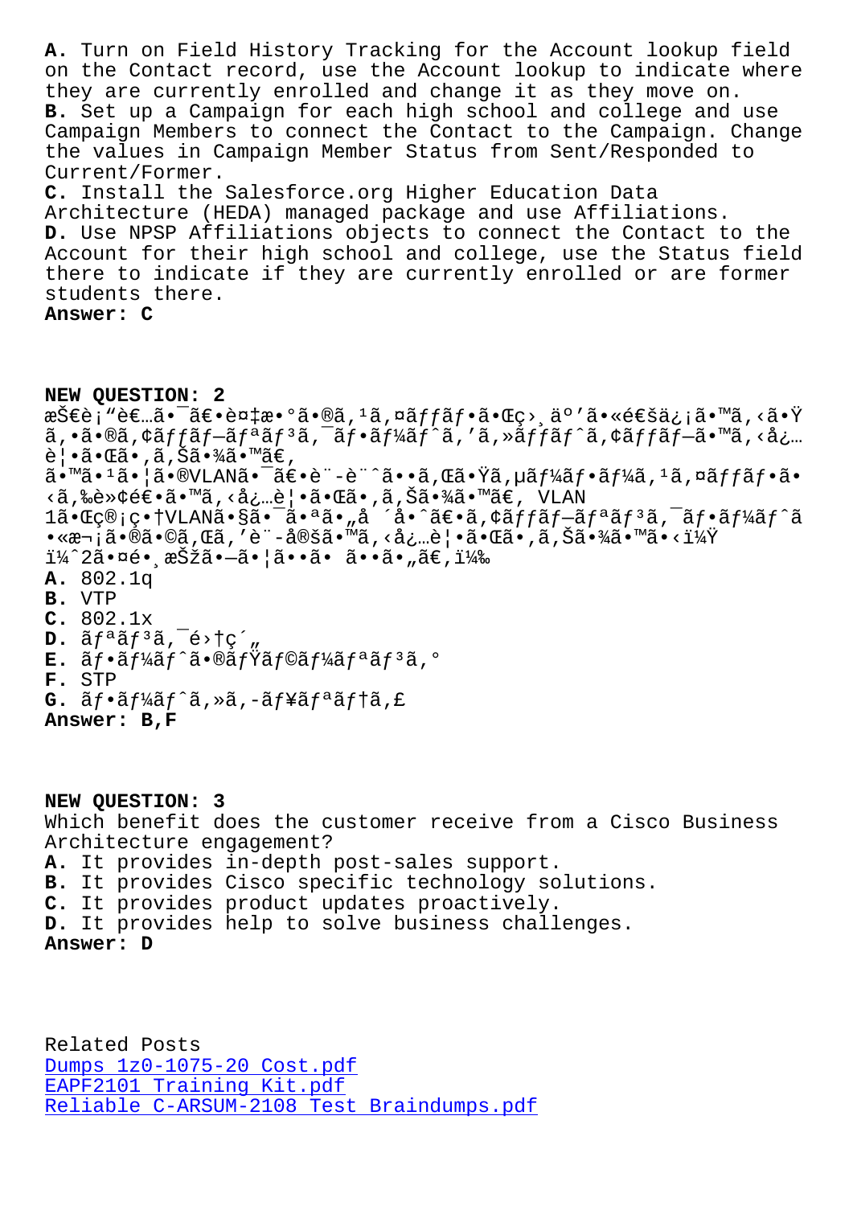**A.** Turn on Field History Tracking for the Account lookup field on the Contact record, use the Account lookup to indicate where they are currently enrolled and change it as they move on.
**B.** Set up a Campaign for each high school and college and use Campaign Members to connect the Contact to the Campaign. Change the values in Campaign Member Status from Sent/Responded to Current/Former.
**C.** Install the Salesforce.org Higher Education Data Architecture (HEDA) managed package and use Affiliations.
**D.** Use NPSP Affiliations objects to connect the Contact to the Account for their high school and college, use the Status field there to indicate if they are currently enrolled or are former students there.
**Answer: C**

**NEW QUESTION: 2**
æŠ€è¡“è€…ã•¯ã€•è¤‡æ•°ã•®ã‚¹ã‚¤ãƒƒãƒ•ã•Œç›¸äº'ã•«é€šä¿¡ã•™ã‚‹ã•Ÿã‚•ã•®ã‚¢ãƒƒãƒ—ãƒªãƒ³ã‚¯ãƒ•ãƒ¼ãƒˆã‚'ã‚»ãƒƒãƒˆã‚¢ãƒƒãƒ—ã•™ã‚‹å¿…è¦•ã•Œã•‚ã‚Šã•¾ã•™ã€‚
ã•™ã•¹ã•¦ã•®VLANã•¯ã€•è¨-è¨ˆã••ã‚Œã•Ÿã‚µãƒ¼ãƒ•ãƒ¼ã‚¹ã‚¤ãƒƒãƒ•ã•‹ã‚‰è»¢é€•ã•™ã‚‹å¿…è¦•ã•Œã•‚ã‚Šã•¾ã•™ã€' VLAN 1ã•Œç®¡ç•†VLANã•§ã•¯ã•ªã•„å ´å•ˆã€•ã‚¢ãƒƒãƒ—ãƒªãƒ³ã‚¯ãƒ•ãƒ¼ãƒˆã•«æ¬¡ã•®ã•©ã‚Œã‚'è¨-å®šã•™ã‚‹å¿…è¦•ã•Œã•‚ã‚Šã•¾ã•™ã•‹ï¼Ÿ
ï¼ˆ2ã•¤é•¸æŠžã•—ã•¦ã••ã• ã••ã•„ã€‚ï¼‰
**A.** 802.1q
**B.** VTP
**C.** 802.1x
**D.** ãƒªãƒ³ã‚¯é›†ç´„
**E.** ãƒ•ãƒ¼ãƒˆã•®ãƒŸãƒ©ãƒ¼ãƒªãƒ³ã‚°
**F.** STP
**G.** ãƒ•ãƒ¼ãƒˆã‚»ã‚­ãƒ¥ãƒªãƒ†ã‚£
**Answer: B,F**

**NEW QUESTION: 3**
Which benefit does the customer receive from a Cisco Business Architecture engagement?
**A.** It provides in-depth post-sales support.
**B.** It provides Cisco specific technology solutions.
**C.** It provides product updates proactively.
**D.** It provides help to solve business challenges.
**Answer: D**

Related Posts
Dumps 1z0-1075-20 Cost.pdf
EAPF2101 Training Kit.pdf
Reliable C-ARSUM-2108 Test Braindumps.pdf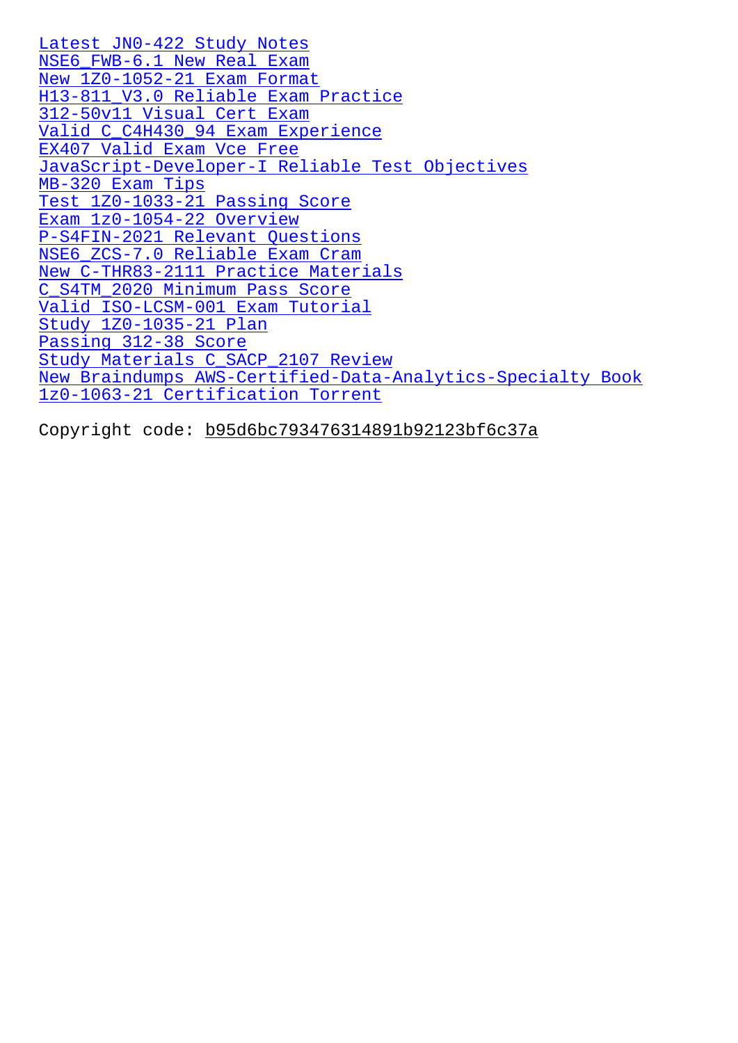Latest JN0-422 Study Notes
NSE6_FWB-6.1 New Real Exam
New 1Z0-1052-21 Exam Format
H13-811_V3.0 Reliable Exam Practice
312-50v11 Visual Cert Exam
Valid C_C4H430_94 Exam Experience
EX407 Valid Exam Vce Free
JavaScript-Developer-I Reliable Test Objectives
MB-320 Exam Tips
Test 1Z0-1033-21 Passing Score
Exam 1z0-1054-22 Overview
P-S4FIN-2021 Relevant Questions
NSE6_ZCS-7.0 Reliable Exam Cram
New C-THR83-2111 Practice Materials
C_S4TM_2020 Minimum Pass Score
Valid ISO-LCSM-001 Exam Tutorial
Study 1Z0-1035-21 Plan
Passing 312-38 Score
Study Materials C_SACP_2107 Review
New Braindumps AWS-Certified-Data-Analytics-Specialty Book
1z0-1063-21 Certification Torrent

Copyright code: b95d6bc793476314891b92123bf6c37a